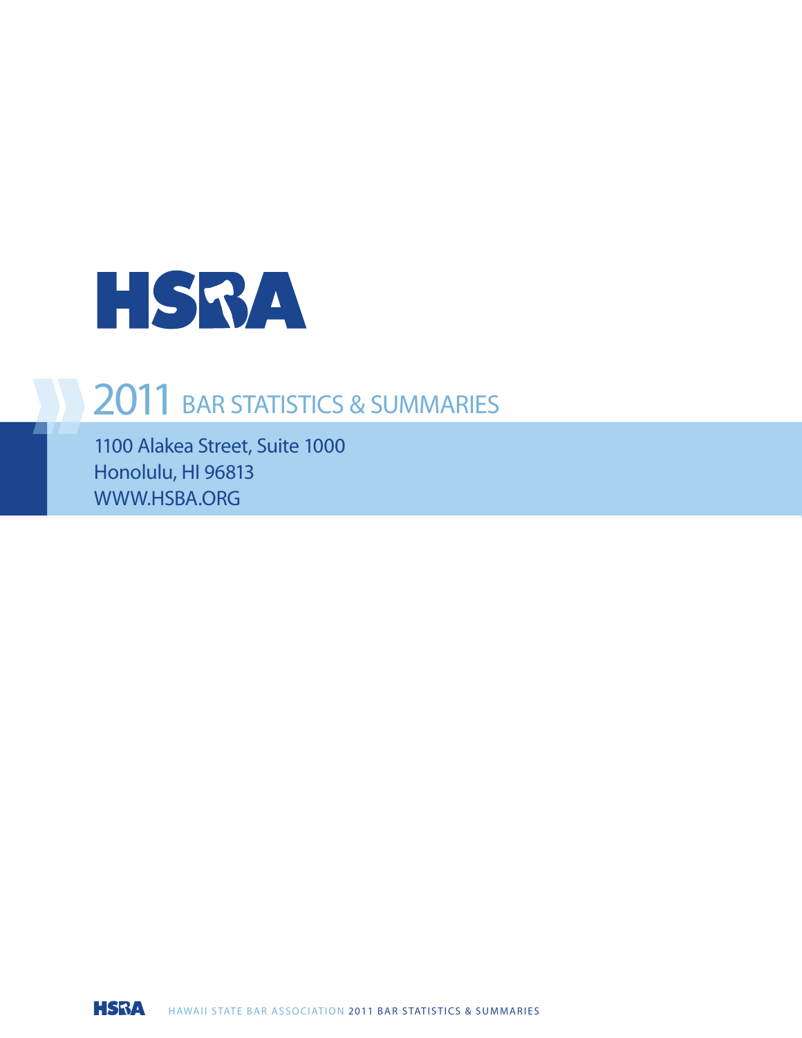# HSBA

## 2011 BAR STATISTICS & SUMMARIES

1100 Alakea Street, Suite 1000
Honolulu, HI 96813
WWW.HSBA.ORG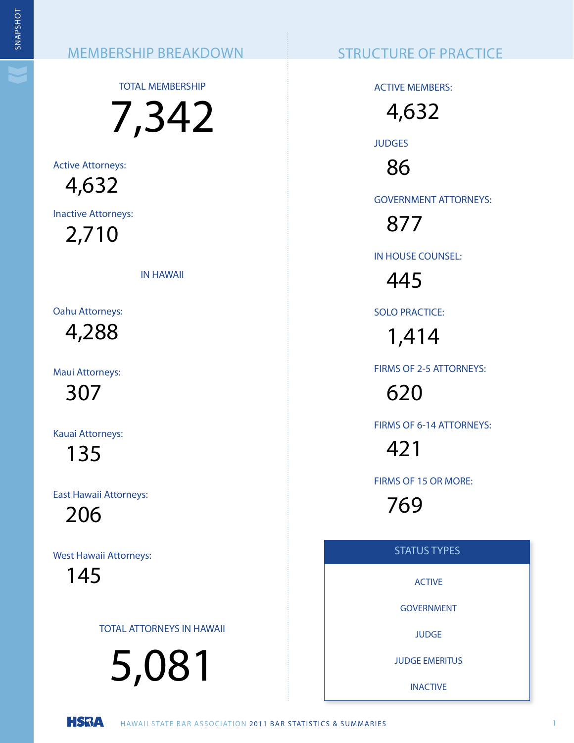## MEMBERSHIP BREAKDOWN

TOTAL MEMBERSHIP

# 7,342

Active Attorneys:

4,632

Inactive Attorneys:

2,710

### IN HAWAII

Oahu Attorneys:

4,288

Maui Attorneys:

307

Kauai Attorneys:

135

East Hawaii Attorneys:

206

West Hawaii Attorneys:

145

TOTAL ATTORNEYS IN HAWAII

# 5,081

## STRUCTURE OF PRACTICE

ACTIVE MEMBERS:

4,632

JUDGES

86

GOVERNMENT ATTORNEYS:

877

IN HOUSE COUNSEL:

445

SOLO PRACTICE:

1,414

FIRMS OF 2-5 ATTORNEYS:

620

FIRMS OF 6-14 ATTORNEYS:

421

FIRMS OF 15 OR MORE:

769

### STATUS TYPES

- ACTIVE
- GOVERNMENT
- JUDGE
- JUDGE EMERITUS
- INACTIVE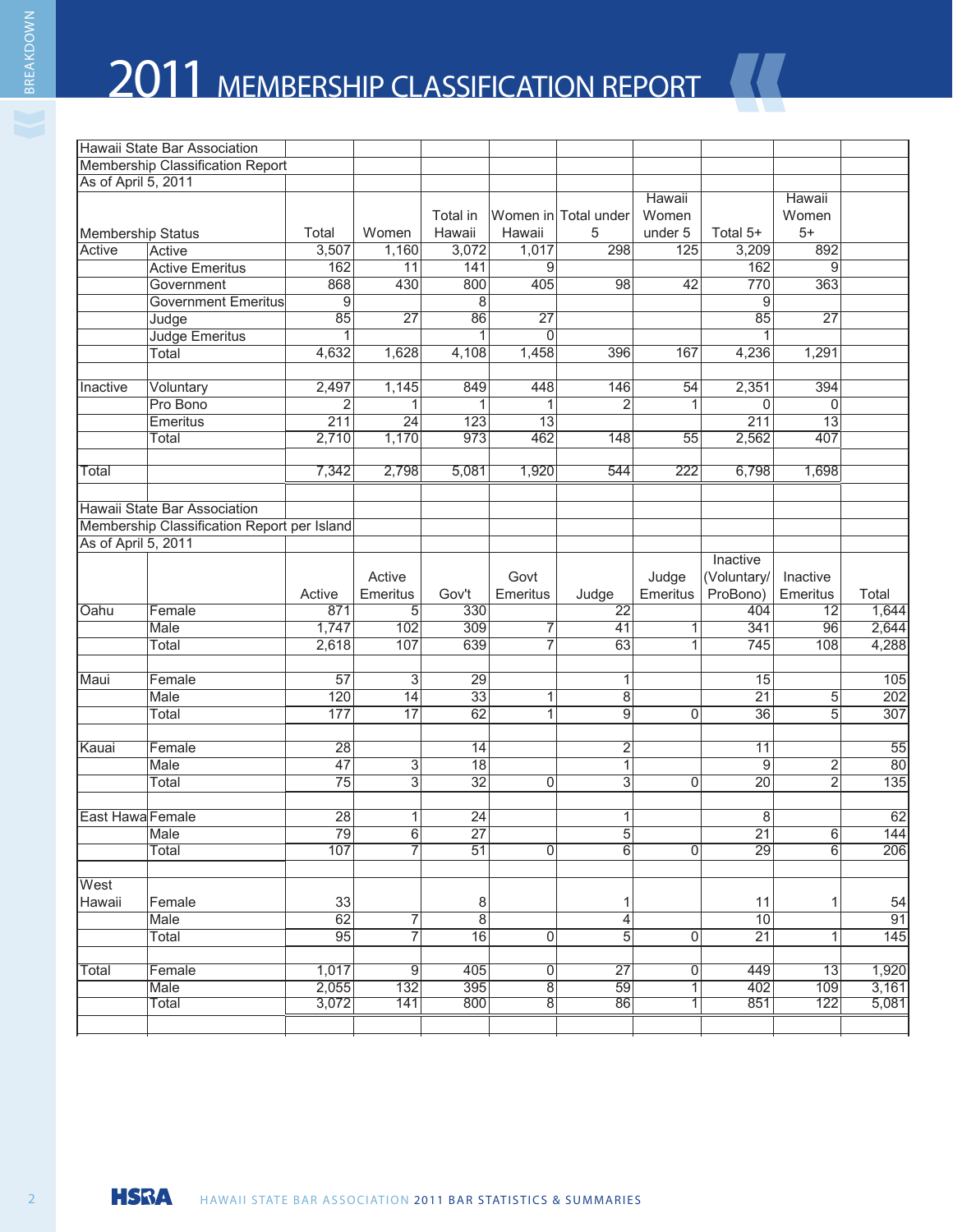# 2011 MEMBERSHIP CLASSIFICATION REPORT

Hawaii State Bar Association
Membership Classification Report
As of April 5, 2011

| Membership Status | | Total | Women | Total in Hawaii | Women in Hawaii | Total under 5 | Hawaii Women under 5 | Total 5+ | Hawaii Women 5+ |
|---|---|---|---|---|---|---|---|---|---|
| Active | Active | 3,507 | 1,160 | 3,072 | 1,017 | 298 | 125 | 3,209 | 892 |
| | Active Emeritus | 162 | 11 | 141 | 9 | | | 162 | 9 |
| | Government | 868 | 430 | 800 | 405 | 98 | 42 | 770 | 363 |
| | Government Emeritus | 9 | | 8 | | | | 9 | |
| | Judge | 85 | 27 | 86 | 27 | | | 85 | 27 |
| | Judge Emeritus | 1 | | 1 | 0 | | | 1 | |
| | Total | 4,632 | 1,628 | 4,108 | 1,458 | 396 | 167 | 4,236 | 1,291 |
| Inactive | Voluntary | 2,497 | 1,145 | 849 | 448 | 146 | 54 | 2,351 | 394 |
| | Pro Bono | 2 | 1 | 1 | 1 | 2 | 1 | 0 | 0 |
| | Emeritus | 211 | 24 | 123 | 13 | | | 211 | 13 |
| | Total | 2,710 | 1,170 | 973 | 462 | 148 | 55 | 2,562 | 407 |
| Total | | 7,342 | 2,798 | 5,081 | 1,920 | 544 | 222 | 6,798 | 1,698 |

Hawaii State Bar Association
Membership Classification Report per Island
As of April 5, 2011

| | | Active | Active Emeritus | Gov't | Govt Emeritus | Judge | Judge Emeritus | Inactive (Voluntary/ ProBono) | Inactive Emeritus | Total |
|---|---|---|---|---|---|---|---|---|---|---|
| Oahu | Female | 871 | 5 | 330 | | 22 | | 404 | 12 | 1,644 |
| | Male | 1,747 | 102 | 309 | 7 | 41 | 1 | 341 | 96 | 2,644 |
| | Total | 2,618 | 107 | 639 | 7 | 63 | 1 | 745 | 108 | 4,288 |
| Maui | Female | 57 | 3 | 29 | | 1 | | 15 | | 105 |
| | Male | 120 | 14 | 33 | 1 | 8 | | 21 | 5 | 202 |
| | Total | 177 | 17 | 62 | 1 | 9 | 0 | 36 | 5 | 307 |
| Kauai | Female | 28 | | 14 | | 2 | | 11 | | 55 |
| | Male | 47 | 3 | 18 | | 1 | | 9 | 2 | 80 |
| | Total | 75 | 3 | 32 | 0 | 3 | 0 | 20 | 2 | 135 |
| East Hawaii | Female | 28 | 1 | 24 | | 1 | | 8 | | 62 |
| | Male | 79 | 6 | 27 | | 5 | | 21 | 6 | 144 |
| | Total | 107 | 7 | 51 | 0 | 6 | 0 | 29 | 6 | 206 |
| West Hawaii | Female | 33 | | 8 | | 1 | | 11 | 1 | 54 |
| | Male | 62 | 7 | 8 | | 4 | | 10 | | 91 |
| | Total | 95 | 7 | 16 | 0 | 5 | 0 | 21 | 1 | 145 |
| Total | Female | 1,017 | 9 | 405 | 0 | 27 | 0 | 449 | 13 | 1,920 |
| | Male | 2,055 | 132 | 395 | 8 | 59 | 1 | 402 | 109 | 3,161 |
| | Total | 3,072 | 141 | 800 | 8 | 86 | 1 | 851 | 122 | 5,081 |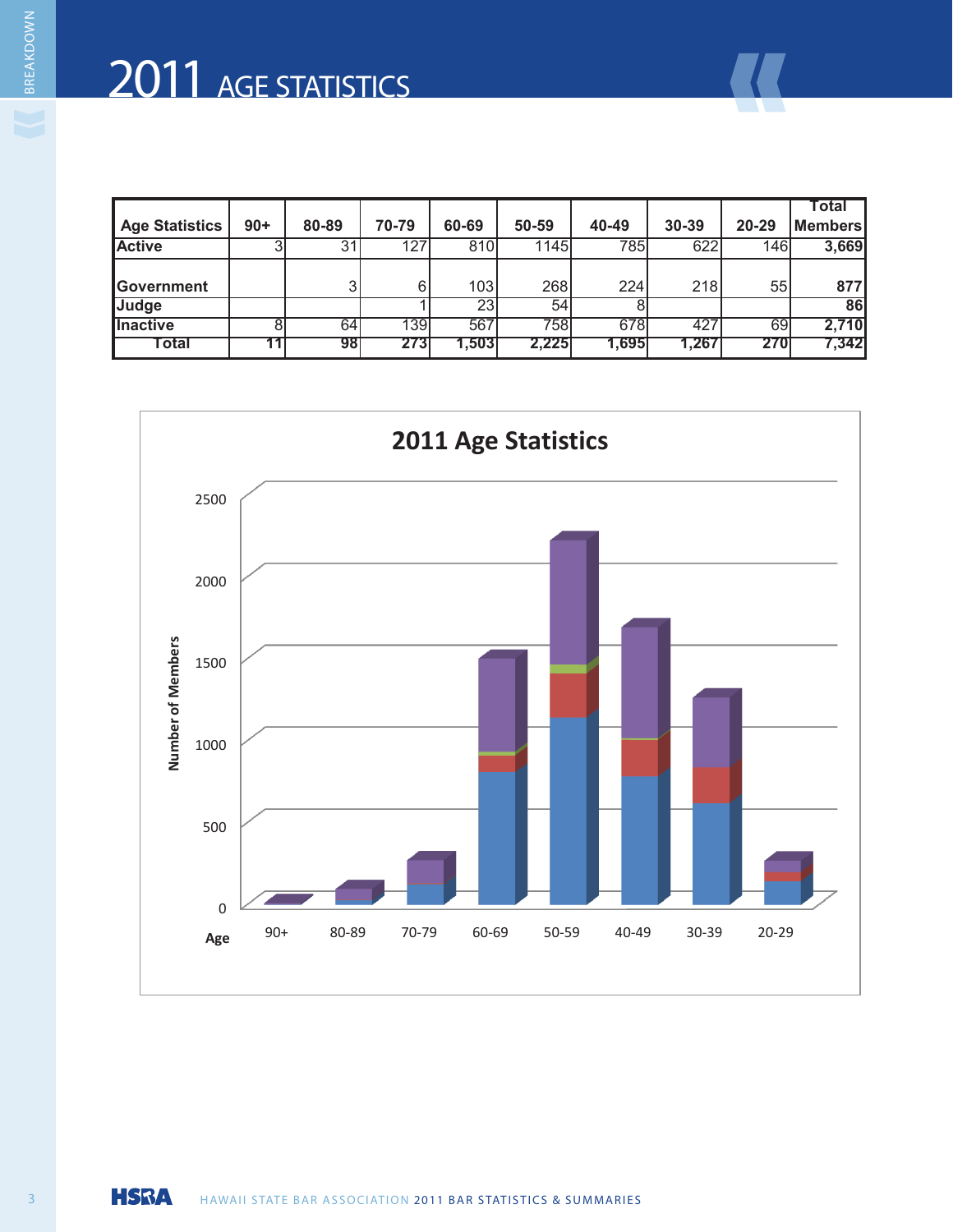# 2011 AGE STATISTICS

| Age Statistics | 90+ | 80-89 | 70-79 | 60-69 | 50-59 | 40-49 | 30-39 | 20-29 | Total Members |
|---|---|---|---|---|---|---|---|---|---|
| **Active** | 3 | 31 | 127 | 810 | 1145 | 785 | 622 | 146 | **3,669** |
| **Government** | | 3 | 6 | 103 | 268 | 224 | 218 | 55 | **877** |
| **Judge** | | | 1 | 23 | 54 | 8 | | | **86** |
| **Inactive** | 8 | 64 | 139 | 567 | 758 | 678 | 427 | 69 | **2,710** |
| **Total** | **11** | **98** | **273** | **1,503** | **2,225** | **1,695** | **1,267** | **270** | **7,342** |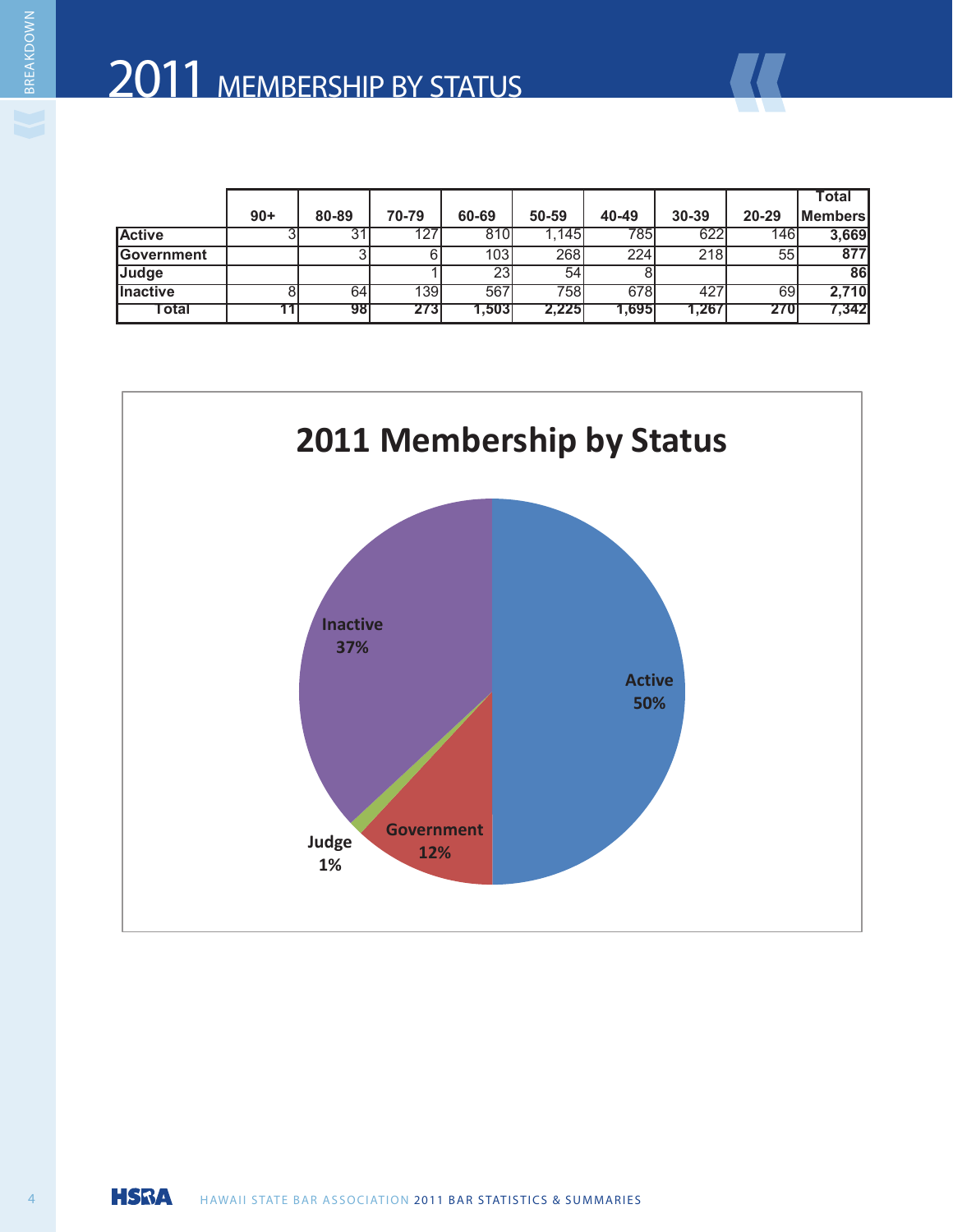# 2011 MEMBERSHIP BY STATUS

| | 90+ | 80-89 | 70-79 | 60-69 | 50-59 | 40-49 | 30-39 | 20-29 | Total Members |
|---|---|---|---|---|---|---|---|---|---|
| **Active** | 3 | 31 | 127 | 810 | 1,145 | 785 | 622 | 146 | **3,669** |
| **Government** | | 3 | 6 | 103 | 268 | 224 | 218 | 55 | **877** |
| **Judge** | | | 1 | 23 | 54 | 8 | | | **86** |
| **Inactive** | 8 | 64 | 139 | 567 | 758 | 678 | 427 | 69 | **2,710** |
| **Total** | **11** | **98** | **273** | **1,503** | **2,225** | **1,695** | **1,267** | **270** | **7,342** |

## 2011 Membership by Status

- Active 50%
- Government 12%
- Judge 1%
- Inactive 37%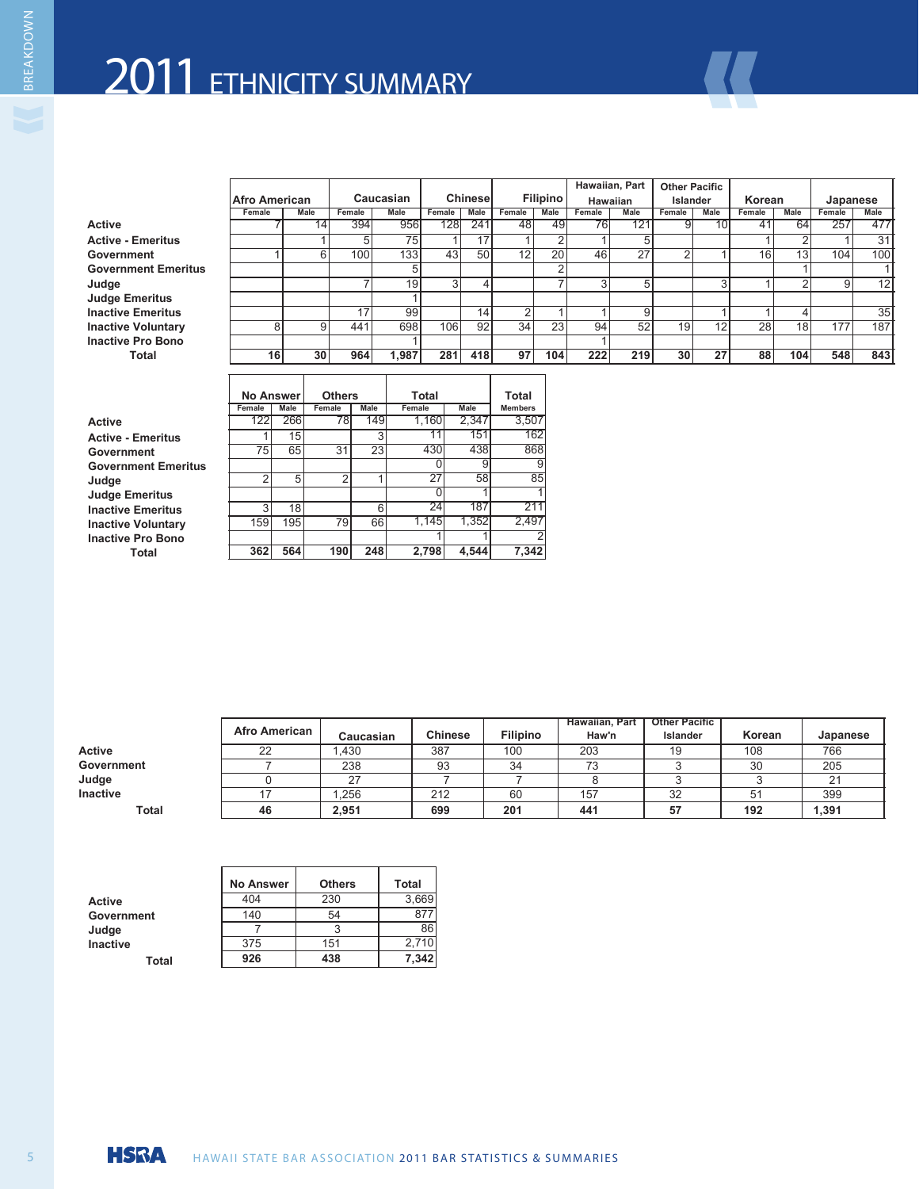# 2011 ETHNICITY SUMMARY

| | Afro American | | Caucasian | | Chinese | | Filipino | | Hawaiian, Part Hawaiian | | Other Pacific Islander | | Korean | | Japanese | |
|---|---|---|---|---|---|---|---|---|---|---|---|---|---|---|---|---|
| | Female | Male | Female | Male | Female | Male | Female | Male | Female | Male | Female | Male | Female | Male | Female | Male |
| Active | 7 | 14 | 394 | 956 | 128 | 241 | 48 | 49 | 76 | 121 | 9 | 10 | 41 | 64 | 257 | 477 |
| Active - Emeritus | | 1 | 5 | 75 | 1 | 17 | 1 | 2 | 1 | 5 | | | 1 | 2 | 1 | 31 |
| Government | 1 | 6 | 100 | 133 | 43 | 50 | 12 | 20 | 46 | 27 | 2 | 1 | 16 | 13 | 104 | 100 |
| Government Emeritus | | | | 5 | | | | 2 | | | | | | 1 | | 1 |
| Judge | | | 7 | 19 | 3 | 4 | | 7 | 3 | 5 | | 3 | 1 | 2 | 9 | 12 |
| Judge Emeritus | | | | 1 | | | | | | | | | | | | |
| Inactive Emeritus | | | 17 | 99 | | 14 | 2 | 1 | 1 | 9 | | 1 | 1 | 4 | | 35 |
| Inactive Voluntary | 8 | 9 | 441 | 698 | 106 | 92 | 34 | 23 | 94 | 52 | 19 | 12 | 28 | 18 | 177 | 187 |
| Inactive Pro Bono | | | | 1 | | | | | 1 | | | | | | | |
| **Total** | **16** | **30** | **964** | **1,987** | **281** | **418** | **97** | **104** | **222** | **219** | **30** | **27** | **88** | **104** | **548** | **843** |

| | No Answer | | Others | | Total | | Total |
|---|---|---|---|---|---|---|---|
| | Female | Male | Female | Male | Female | Male | Members |
| Active | 122 | 266 | 78 | 149 | 1,160 | 2,347 | 3,507 |
| Active - Emeritus | 1 | 15 | | 3 | 11 | 151 | 162 |
| Government | 75 | 65 | 31 | 23 | 430 | 438 | 868 |
| Government Emeritus | | | | | 0 | 9 | 9 |
| Judge | 2 | 5 | 2 | 1 | 27 | 58 | 85 |
| Judge Emeritus | | | | | 0 | 1 | 1 |
| Inactive Emeritus | 3 | 18 | | 6 | 24 | 187 | 211 |
| Inactive Voluntary | 159 | 195 | 79 | 66 | 1,145 | 1,352 | 2,497 |
| Inactive Pro Bono | | | | | 1 | 1 | 2 |
| **Total** | **362** | **564** | **190** | **248** | **2,798** | **4,544** | **7,342** |

| | Afro American | Caucasian | Chinese | Filipino | Hawaiian, Part Haw'n | Other Pacific Islander | Korean | Japanese |
|---|---|---|---|---|---|---|---|---|
| Active | 22 | 1,430 | 387 | 100 | 203 | 19 | 108 | 766 |
| Government | 7 | 238 | 93 | 34 | 73 | 3 | 30 | 205 |
| Judge | 0 | 27 | 7 | 7 | 8 | 3 | 3 | 21 |
| Inactive | 17 | 1,256 | 212 | 60 | 157 | 32 | 51 | 399 |
| **Total** | **46** | **2,951** | **699** | **201** | **441** | **57** | **192** | **1,391** |

| | No Answer | Others | Total |
|---|---|---|---|
| Active | 404 | 230 | 3,669 |
| Government | 140 | 54 | 877 |
| Judge | 7 | 3 | 86 |
| Inactive | 375 | 151 | 2,710 |
| **Total** | **926** | **438** | **7,342** |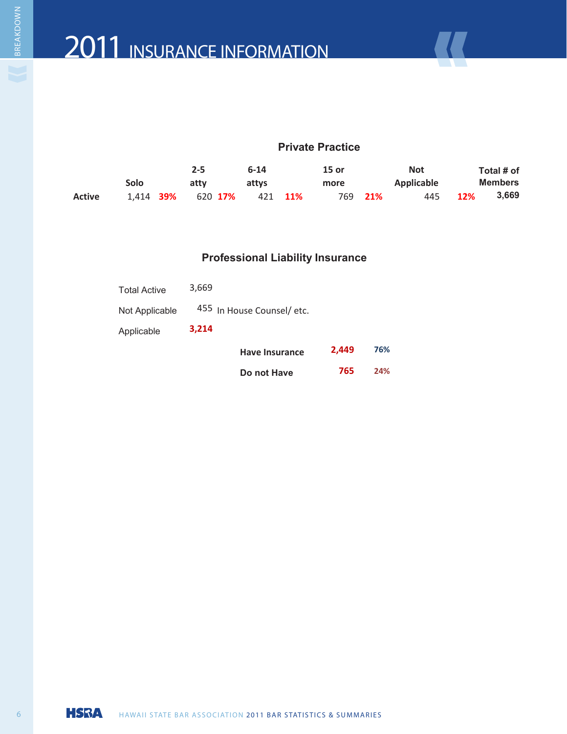# 2011 INSURANCE INFORMATION

## Private Practice

| | Solo | | 2-5 atty | | 6-14 attys | | 15 or more | | Not Applicable | | Total # of Members |
|---|---|---|---|---|---|---|---|---|---|---|---|
| **Active** | 1,414 | **39%** | 620 | **17%** | 421 | **11%** | 769 | **21%** | 445 | **12%** | **3,669** |

## Professional Liability Insurance

| | | | |
|---|---|---|---|
| Total Active | 3,669 | | |
| Not Applicable | 455 In House Counsel/ etc. | | |
| Applicable | **3,214** | | |
| | **Have Insurance** | **2,449** | **76%** |
| | **Do not Have** | **765** | **24%** |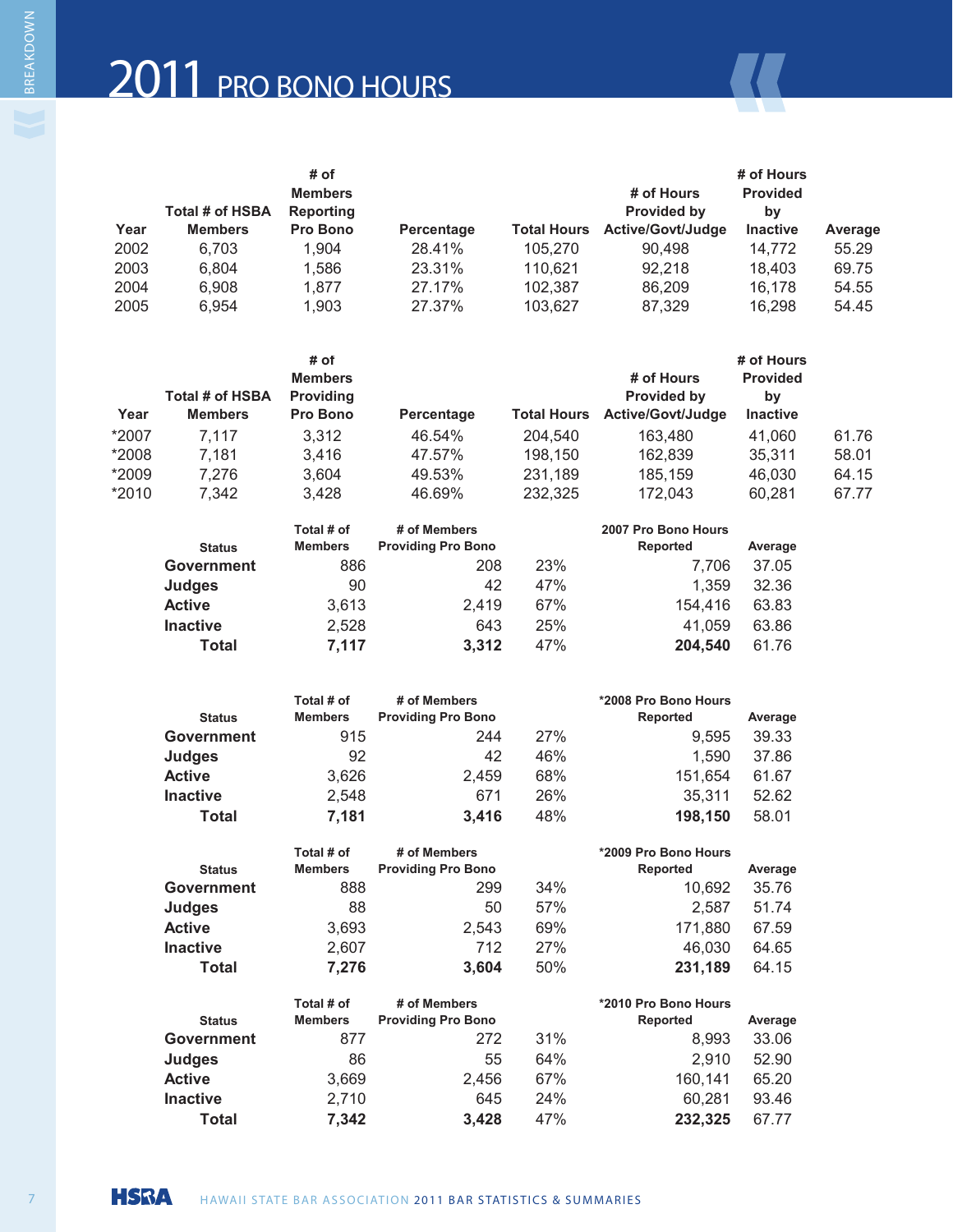# 2011 PRO BONO HOURS

| Year | Total # of HSBA Members | # of Members Reporting Pro Bono | Percentage | Total Hours | # of Hours Provided by Active/Govt/Judge | # of Hours Provided by Inactive | Average |
|---|---|---|---|---|---|---|---|
| 2002 | 6,703 | 1,904 | 28.41% | 105,270 | 90,498 | 14,772 | 55.29 |
| 2003 | 6,804 | 1,586 | 23.31% | 110,621 | 92,218 | 18,403 | 69.75 |
| 2004 | 6,908 | 1,877 | 27.17% | 102,387 | 86,209 | 16,178 | 54.55 |
| 2005 | 6,954 | 1,903 | 27.37% | 103,627 | 87,329 | 16,298 | 54.45 |

| Year | Total # of HSBA Members | # of Members Providing Pro Bono | Percentage | Total Hours | # of Hours Provided by Active/Govt/Judge | # of Hours Provided by Inactive | |
|---|---|---|---|---|---|---|---|
| *2007 | 7,117 | 3,312 | 46.54% | 204,540 | 163,480 | 41,060 | 61.76 |
| *2008 | 7,181 | 3,416 | 47.57% | 198,150 | 162,839 | 35,311 | 58.01 |
| *2009 | 7,276 | 3,604 | 49.53% | 231,189 | 185,159 | 46,030 | 64.15 |
| *2010 | 7,342 | 3,428 | 46.69% | 232,325 | 172,043 | 60,281 | 67.77 |

| Status | Total # of Members | # of Members Providing Pro Bono | | 2007 Pro Bono Hours Reported | Average |
|---|---|---|---|---|---|
| **Government** | 886 | 208 | 23% | 7,706 | 37.05 |
| **Judges** | 90 | 42 | 47% | 1,359 | 32.36 |
| **Active** | 3,613 | 2,419 | 67% | 154,416 | 63.83 |
| **Inactive** | 2,528 | 643 | 25% | 41,059 | 63.86 |
| **Total** | **7,117** | **3,312** | 47% | **204,540** | 61.76 |

| Status | Total # of Members | # of Members Providing Pro Bono | | *2008 Pro Bono Hours Reported | Average |
|---|---|---|---|---|---|
| **Government** | 915 | 244 | 27% | 9,595 | 39.33 |
| **Judges** | 92 | 42 | 46% | 1,590 | 37.86 |
| **Active** | 3,626 | 2,459 | 68% | 151,654 | 61.67 |
| **Inactive** | 2,548 | 671 | 26% | 35,311 | 52.62 |
| **Total** | **7,181** | **3,416** | 48% | **198,150** | 58.01 |

| Status | Total # of Members | # of Members Providing Pro Bono | | *2009 Pro Bono Hours Reported | Average |
|---|---|---|---|---|---|
| **Government** | 888 | 299 | 34% | 10,692 | 35.76 |
| **Judges** | 88 | 50 | 57% | 2,587 | 51.74 |
| **Active** | 3,693 | 2,543 | 69% | 171,880 | 67.59 |
| **Inactive** | 2,607 | 712 | 27% | 46,030 | 64.65 |
| **Total** | **7,276** | **3,604** | 50% | **231,189** | 64.15 |

| Status | Total # of Members | # of Members Providing Pro Bono | | *2010 Pro Bono Hours Reported | Average |
|---|---|---|---|---|---|
| **Government** | 877 | 272 | 31% | 8,993 | 33.06 |
| **Judges** | 86 | 55 | 64% | 2,910 | 52.90 |
| **Active** | 3,669 | 2,456 | 67% | 160,141 | 65.20 |
| **Inactive** | 2,710 | 645 | 24% | 60,281 | 93.46 |
| **Total** | **7,342** | **3,428** | 47% | **232,325** | 67.77 |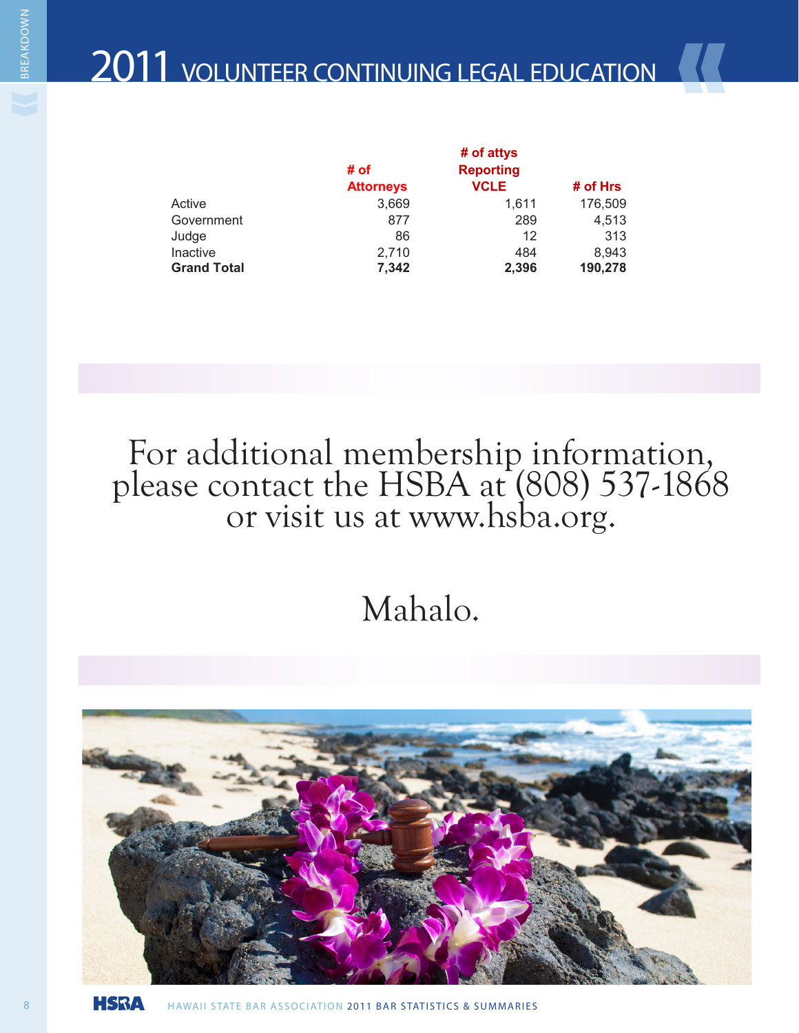# 2011 VOLUNTEER CONTINUING LEGAL EDUCATION

| | # of Attorneys | # of attys Reporting VCLE | # of Hrs |
|---|---|---|---|
| Active | 3,669 | 1,611 | 176,509 |
| Government | 877 | 289 | 4,513 |
| Judge | 86 | 12 | 313 |
| Inactive | 2,710 | 484 | 8,943 |
| **Grand Total** | **7,342** | **2,396** | **190,278** |

For additional membership information, please contact the HSBA at (808) 537-1868 or visit us at www.hsba.org.

Mahalo.